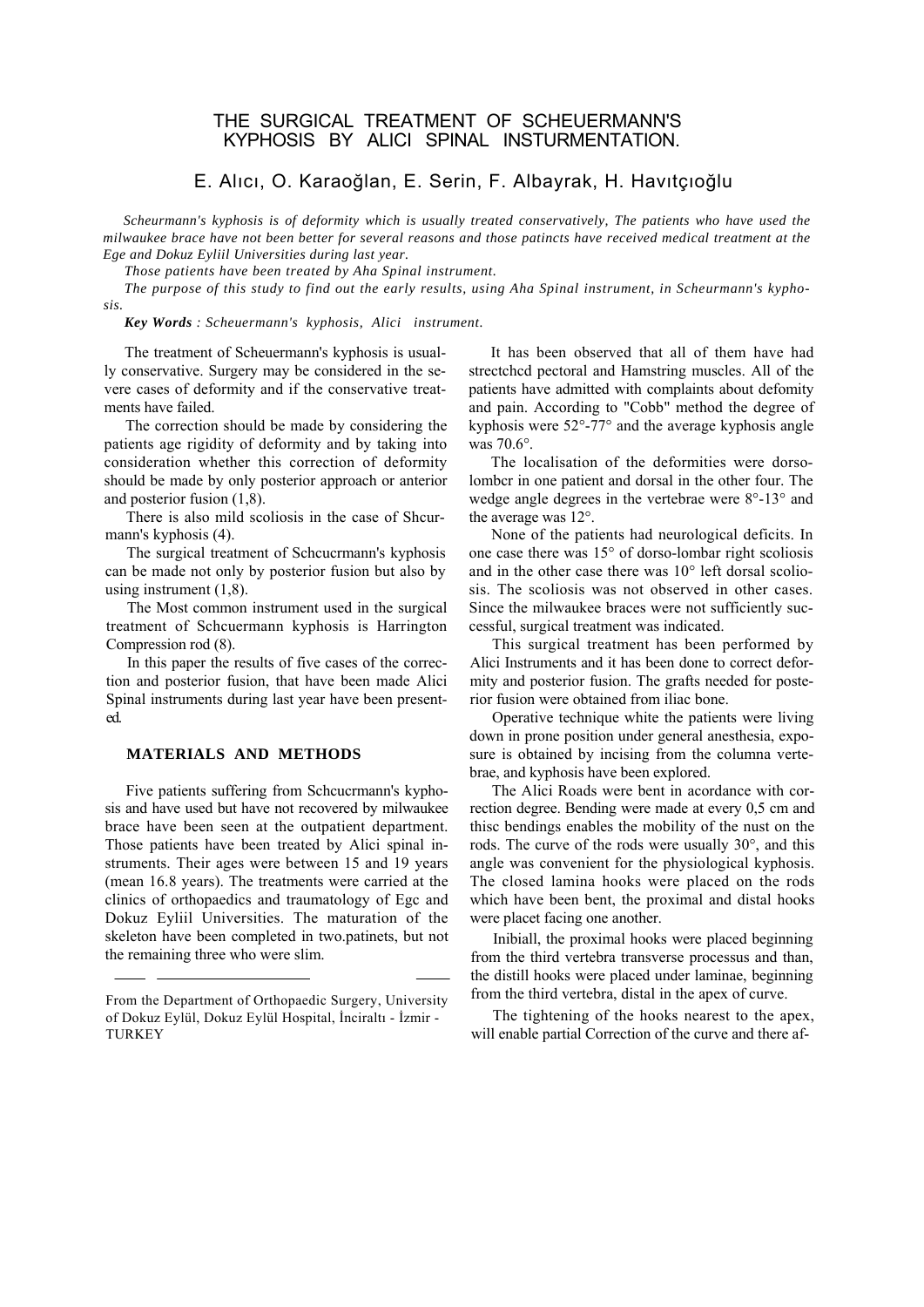# THE SURGICAL TREATMENT OF SCHEUERMANN'S KYPHOSIS BY ALICI SPINAL INSTURMENTATION.

E. Alıcı, O. Karaoğlan, E. Serin, F. Albayrak, H. Havıtçıoğlu

*Scheurmann's kyphosis is of deformity which is usually treated conservatively, The patients who have used the milwaukee brace have not been better for several reasons and those patincts have received medical treatment at the Ege and Dokuz Eyliil Universities during last year.*

*Those patients have been treated by Aha Spinal instrument.*

*The purpose of this study to find out the early results, using Aha Spinal instrument, in Scheurmann's kyphosis.*

***Key Words** : Scheuermann's kyphosis, Alici instrument.*

The treatment of Scheuermann's kyphosis is usually conservative. Surgery may be considered in the severe cases of deformity and if the conservative treatments have failed.

The correction should be made by considering the patients age rigidity of deformity and by taking into consideration whether this correction of deformity should be made by only posterior approach or anterior and posterior fusion (1,8).

There is also mild scoliosis in the case of Shcurmann's kyphosis (4).

The surgical treatment of Schcucrmann's kyphosis can be made not only by posterior fusion but also by using instrument (1,8).

The Most common instrument used in the surgical treatment of Schcuermann kyphosis is Harrington Compression rod (8).

In this paper the results of five cases of the correction and posterior fusion, that have been made Alici Spinal instruments during last year have been presented.

## MATERIALS AND METHODS

Five patients suffering from Schcucrmann's kyphosis and have used but have not recovered by milwaukee brace have been seen at the outpatient department. Those patients have been treated by Alici spinal instruments. Their ages were between 15 and 19 years (mean 16.8 years). The treatments were carried at the clinics of orthopaedics and traumatology of Egc and Dokuz Eyliil Universities. The maturation of the skeleton have been completed in two.patinets, but not the remaining three who were slim.

From the Department of Orthopaedic Surgery, University of Dokuz Eylül, Dokuz Eylül Hospital, İnciraltı - İzmir - TURKEY

It has been observed that all of them have had strectchcd pectoral and Hamstring muscles. All of the patients have admitted with complaints about defomity and pain. According to "Cobb" method the degree of kyphosis were 52°-77° and the average kyphosis angle was 70.6°.

The localisation of the deformities were dorsolombcr in one patient and dorsal in the other four. The wedge angle degrees in the vertebrae were 8°-13° and the average was 12°.

None of the patients had neurological deficits. In one case there was 15° of dorso-lombar right scoliosis and in the other case there was 10° left dorsal scoliosis. The scoliosis was not observed in other cases. Since the milwaukee braces were not sufficiently successful, surgical treatment was indicated.

This surgical treatment has been performed by Alici Instruments and it has been done to correct deformity and posterior fusion. The grafts needed for posterior fusion were obtained from iliac bone.

Operative technique white the patients were living down in prone position under general anesthesia, exposure is obtained by incising from the columna vertebrae, and kyphosis have been explored.

The Alici Roads were bent in acordance with correction degree. Bending were made at every 0,5 cm and thisc bendings enables the mobility of the nust on the rods. The curve of the rods were usually 30°, and this angle was convenient for the physiological kyphosis. The closed lamina hooks were placed on the rods which have been bent, the proximal and distal hooks were placet facing one another.

Inibiall, the proximal hooks were placed beginning from the third vertebra transverse processus and than, the distill hooks were placed under laminae, beginning from the third vertebra, distal in the apex of curve.

The tightening of the hooks nearest to the apex, will enable partial Correction of the curve and there af-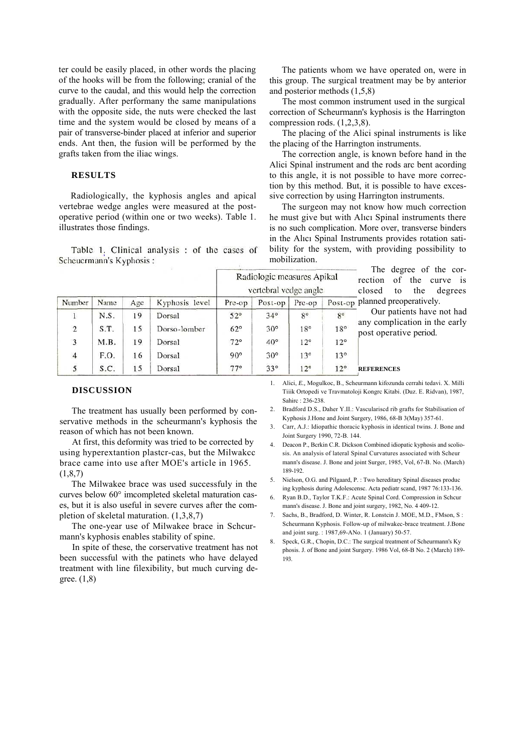ter could be easily placed, in other words the placing of the hooks will be from the following; cranial of the curve to the caudal, and this would help the correction gradually. After performany the same manipulations with the opposite side, the nuts were checked the last time and the system would be closed by means of a pair of transverse-binder placed at inferior and superior ends. Ant then, the fusion will be performed by the grafts taken from the iliac wings.

## RESULTS

Radiologically, the kyphosis angles and apical vertebrae wedge angles were measured at the post-operative period (within one or two weeks). Table 1. illustrates those findings.

Table 1. Clinical analysis : of the cases of Scheuermann's Kyphosis :

| | | | | Radiologic measures | | Apikal vertebral vedge angle | |
|---|---|---|---|---|---|---|---|
| Number | Name | Age | Kyphosis level | Pre-op | Post-op | Pre-op | Post-op |
| 1 | N.S. | 19 | Dorsal | 52° | 34° | 8° | 8° |
| 2 | S.T. | 15 | Dorso-lomber | 62° | 30° | 18° | 18° |
| 3 | M.B. | 19 | Dorsal | 72° | 40° | 12° | 12° |
| 4 | F.O. | 16 | Dorsal | 90° | 30° | 13° | 13° |
| 5 | S.C. | 15 | Dorsal | 77° | 33° | 12° | 12° |

## DISCUSSION

The treatment has usually been performed by conservative methods in the scheurmann's kyphosis the reason of which has not been known.

At first, this deformity was tried to be corrected by using hyperextantion plastcr-cas, but the Milwakcc brace came into use after MOE's article in 1965. (1,8,7)

The Milwakee brace was used successfuly in the curves below 60° imcompleted skeletal maturation cases, but it is also useful in severe curves after the completion of skeletal maturation. (1,3,8,7)

The one-year use of Milwakee brace in Schcurmann's kyphosis enables stability of spine.

In spite of these, the corservative treatment has not been successful with the patinets who have delayed treatment with line filexibility, but much curving degree. (1,8)

The patients whom we have operated on, were in this group. The surgical treatment may be by anterior and posterior methods (1,5,8)

The most common instrument used in the surgical correction of Scheurmann's kyphosis is the Harrington compression rods. (1,2,3,8).

The placing of the Alici spinal instruments is like the placing of the Harrington instruments.

The correction angle, is known before hand in the Alici Spinal instrument and the rods arc bent acording to this angle, it is not possible to have more correction by this method. But, it is possible to have excessive correction by using Harrington instruments.

The surgeon may not know how much correction he must give but with Alıcı Spinal instruments there is no such complication. More over, transverse binders in the Alıcı Spinal Instruments provides rotation satibility for the system, with providing possibility to mobilization.

The degree of the correction of the curve is closed to the degrees planned preoperatively.

Our patients have not had any complication in the early post operative period.

## REFERENCES

1. Alici, *E.*, Mogulkoc, B., Scheurmann kifozunda cerrahi tedavi. X. Milli Tiiik Ortopedi ve Travmatoloji Kongrc Kitabi. (Duz. E. Ridvan), 1987, Sahirc : 236-238.
2. Bradford D.S., Daher Y.II.: Vascularised rib grafts for Stabilisation of Kyphosis J.Hone and Joint Surgery, 1986, 68-B 3(May) 357-61.
3. Carr, A.J.: Idiopathic thoracic kyphosis in identical twins. J. Bone and Joint Surgery 1990, 72-B. 144.
4. Deacon P., Bcrkin C.R. Dickson Combined idiopatic kyphosis and scoliosis. An analysis of lateral Spinal Curvatures associated with Scheurmann's disease. J. Bone and joint Surger, 1985, Vol, 67-B. No. (March) 189-192.
5. Nielson, O.G. and Pilgaard, P. : Two hereditary Spinal diseases producing kyphosis during Adolescensc. Acta pediatr scand, 1987 76:133-136.
6. Ryan B.D., Taylor T.K.F.: Acute Spinal Cord. Compression in Schcurmann's disease. J. Bone and joint surgery, 1982, No. 4 409-12.
7. Sachs, B., Bradford, D. Winter, R. Lonstcin J. MOE, M.D., FMson, S : Scheurmann Kyphosis. Follow-up of milwakec-brace treatment. J.Bone and joint surg. : 1987,69-ANo. 1 (January) 50-57.
8. Speck, G.R., Chopin, D.C.: The surgical treatment of Scheurmann's Kyphosis. J. of Bone and joint Surgery. 1986 Vol, 68-B No. 2 (March) 189-193.